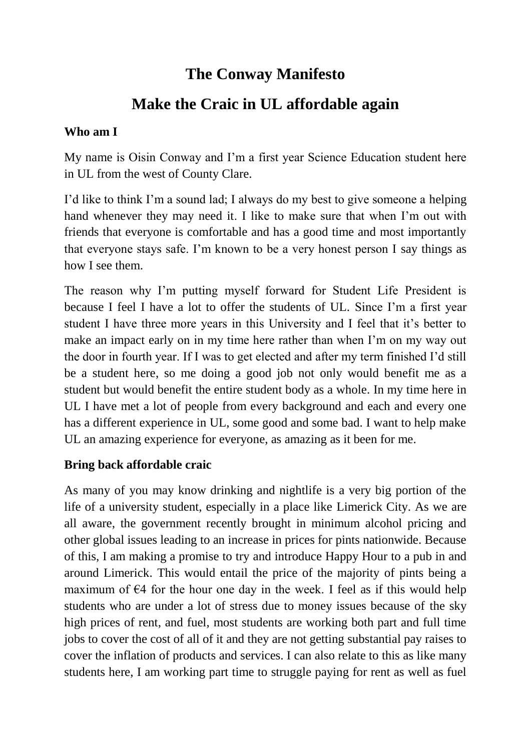# The Conway Manifesto

# Make the Craic in UL affordable again

**Who am I**

My name is Oisin Conway and I'm a first year Science Education student here in UL from the west of County Clare.

I'd like to think I'm a sound lad; I always do my best to give someone a helping hand whenever they may need it. I like to make sure that when I'm out with friends that everyone is comfortable and has a good time and most importantly that everyone stays safe. I'm known to be a very honest person I say things as how I see them.

The reason why I'm putting myself forward for Student Life President is because I feel I have a lot to offer the students of UL. Since I'm a first year student I have three more years in this University and I feel that it's better to make an impact early on in my time here rather than when I'm on my way out the door in fourth year. If I was to get elected and after my term finished I'd still be a student here, so me doing a good job not only would benefit me as a student but would benefit the entire student body as a whole. In my time here in UL I have met a lot of people from every background and each and every one has a different experience in UL, some good and some bad. I want to help make UL an amazing experience for everyone, as amazing as it been for me.

**Bring back affordable craic**

As many of you may know drinking and nightlife is a very big portion of the life of a university student, especially in a place like Limerick City. As we are all aware, the government recently brought in minimum alcohol pricing and other global issues leading to an increase in prices for pints nationwide. Because of this, I am making a promise to try and introduce Happy Hour to a pub in and around Limerick. This would entail the price of the majority of pints being a maximum of €4 for the hour one day in the week. I feel as if this would help students who are under a lot of stress due to money issues because of the sky high prices of rent, and fuel, most students are working both part and full time jobs to cover the cost of all of it and they are not getting substantial pay raises to cover the inflation of products and services. I can also relate to this as like many students here, I am working part time to struggle paying for rent as well as fuel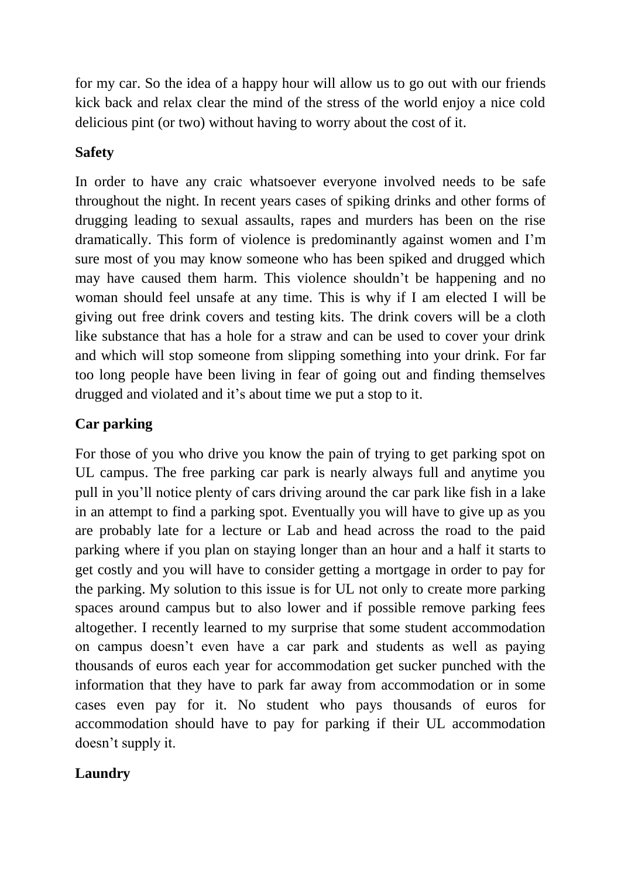for my car. So the idea of a happy hour will allow us to go out with our friends kick back and relax clear the mind of the stress of the world enjoy a nice cold delicious pint (or two) without having to worry about the cost of it.

**Safety**

In order to have any craic whatsoever everyone involved needs to be safe throughout the night. In recent years cases of spiking drinks and other forms of drugging leading to sexual assaults, rapes and murders has been on the rise dramatically. This form of violence is predominantly against women and I'm sure most of you may know someone who has been spiked and drugged which may have caused them harm. This violence shouldn't be happening and no woman should feel unsafe at any time. This is why if I am elected I will be giving out free drink covers and testing kits. The drink covers will be a cloth like substance that has a hole for a straw and can be used to cover your drink and which will stop someone from slipping something into your drink. For far too long people have been living in fear of going out and finding themselves drugged and violated and it's about time we put a stop to it.

**Car parking**

For those of you who drive you know the pain of trying to get parking spot on UL campus. The free parking car park is nearly always full and anytime you pull in you'll notice plenty of cars driving around the car park like fish in a lake in an attempt to find a parking spot. Eventually you will have to give up as you are probably late for a lecture or Lab and head across the road to the paid parking where if you plan on staying longer than an hour and a half it starts to get costly and you will have to consider getting a mortgage in order to pay for the parking. My solution to this issue is for UL not only to create more parking spaces around campus but to also lower and if possible remove parking fees altogether. I recently learned to my surprise that some student accommodation on campus doesn't even have a car park and students as well as paying thousands of euros each year for accommodation get sucker punched with the information that they have to park far away from accommodation or in some cases even pay for it. No student who pays thousands of euros for accommodation should have to pay for parking if their UL accommodation doesn't supply it.

**Laundry**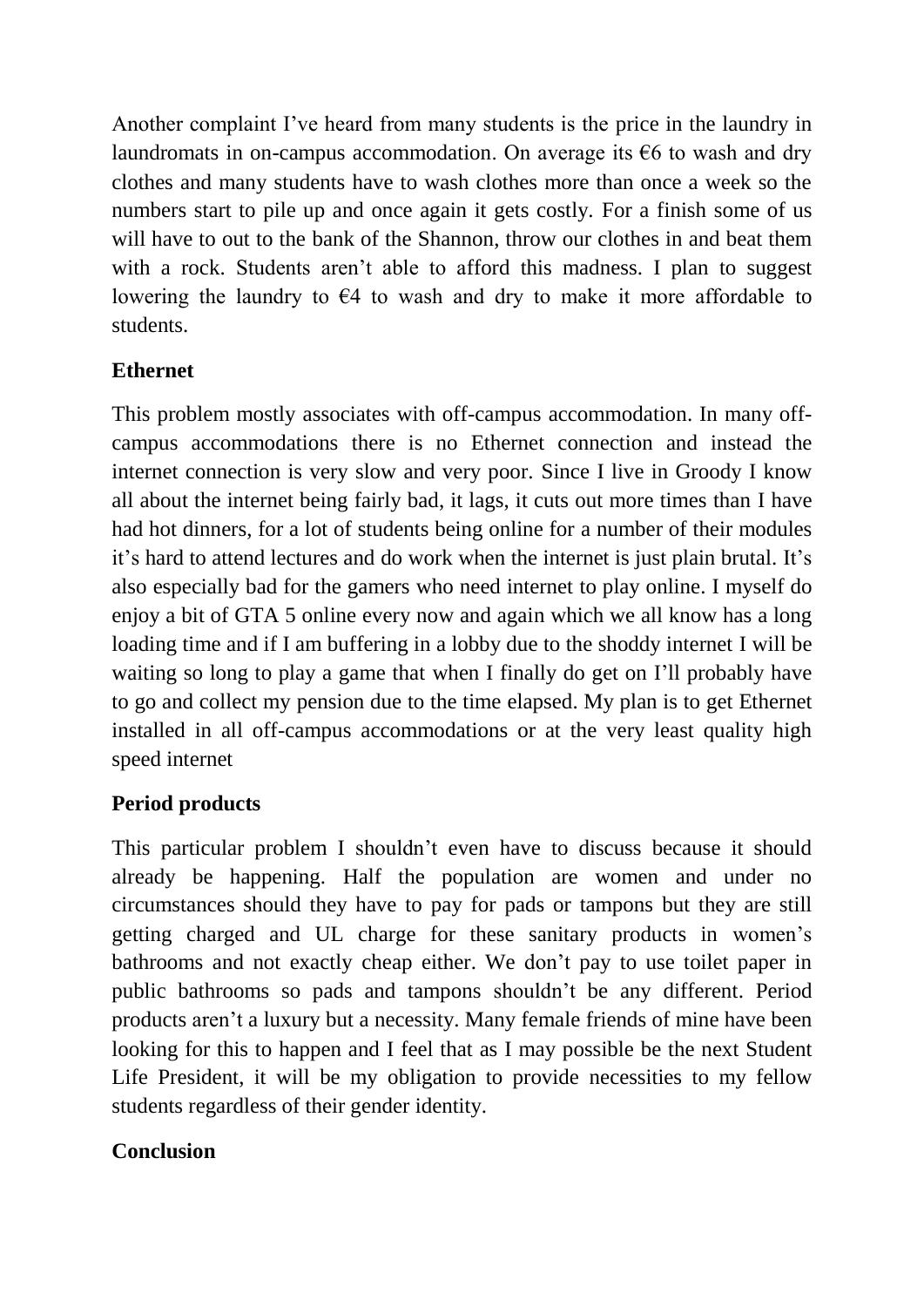Another complaint I've heard from many students is the price in the laundry in laundromats in on-campus accommodation. On average its €6 to wash and dry clothes and many students have to wash clothes more than once a week so the numbers start to pile up and once again it gets costly. For a finish some of us will have to out to the bank of the Shannon, throw our clothes in and beat them with a rock. Students aren't able to afford this madness. I plan to suggest lowering the laundry to €4 to wash and dry to make it more affordable to students.

**Ethernet**

This problem mostly associates with off-campus accommodation. In many off-campus accommodations there is no Ethernet connection and instead the internet connection is very slow and very poor. Since I live in Groody I know all about the internet being fairly bad, it lags, it cuts out more times than I have had hot dinners, for a lot of students being online for a number of their modules it's hard to attend lectures and do work when the internet is just plain brutal. It's also especially bad for the gamers who need internet to play online. I myself do enjoy a bit of GTA 5 online every now and again which we all know has a long loading time and if I am buffering in a lobby due to the shoddy internet I will be waiting so long to play a game that when I finally do get on I'll probably have to go and collect my pension due to the time elapsed. My plan is to get Ethernet installed in all off-campus accommodations or at the very least quality high speed internet

**Period products**

This particular problem I shouldn't even have to discuss because it should already be happening. Half the population are women and under no circumstances should they have to pay for pads or tampons but they are still getting charged and UL charge for these sanitary products in women's bathrooms and not exactly cheap either. We don't pay to use toilet paper in public bathrooms so pads and tampons shouldn't be any different. Period products aren't a luxury but a necessity. Many female friends of mine have been looking for this to happen and I feel that as I may possible be the next Student Life President, it will be my obligation to provide necessities to my fellow students regardless of their gender identity.

**Conclusion**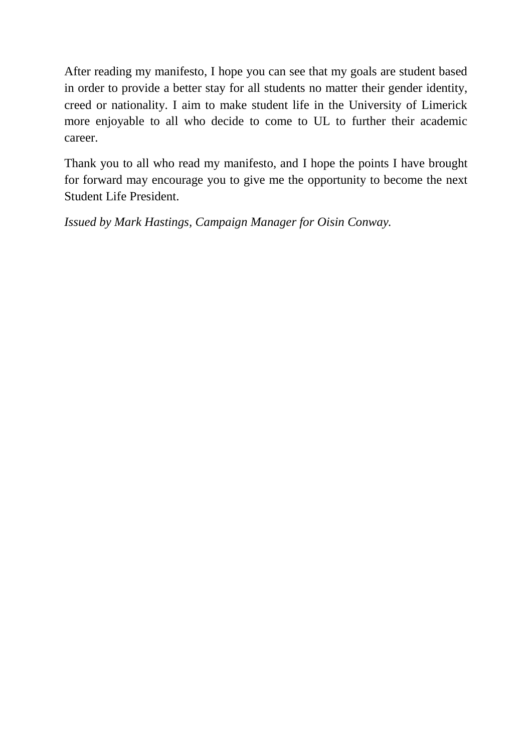After reading my manifesto, I hope you can see that my goals are student based in order to provide a better stay for all students no matter their gender identity, creed or nationality. I aim to make student life in the University of Limerick more enjoyable to all who decide to come to UL to further their academic career.

Thank you to all who read my manifesto, and I hope the points I have brought for forward may encourage you to give me the opportunity to become the next Student Life President.

*Issued by Mark Hastings, Campaign Manager for Oisin Conway.*